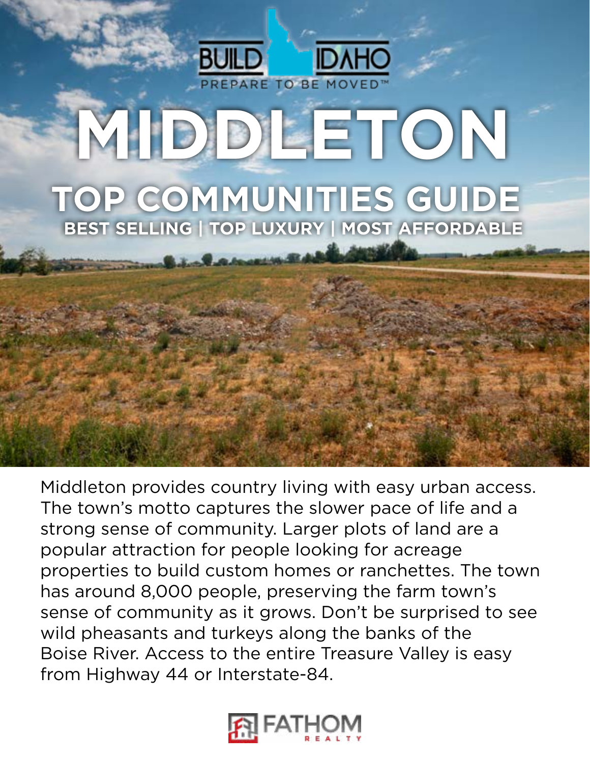BUILD IDAHO

PREPARE TO BE MOVED™

# MIDDLETON

## TOP COMMUNITIES GUIDE

**BEST SELLING | TOP LUXURY | MOST AFFORDABLE**

Middleton provides country living with easy urban access. The town's motto captures the slower pace of life and a strong sense of community. Larger plots of land are a popular attraction for people looking for acreage properties to build custom homes or ranchettes. The town has around 8,000 people, preserving the farm town's sense of community as it grows. Don't be surprised to see wild pheasants and turkeys along the banks of the Boise River. Access to the entire Treasure Valley is easy from Highway 44 or Interstate-84.

FATHOM REALTY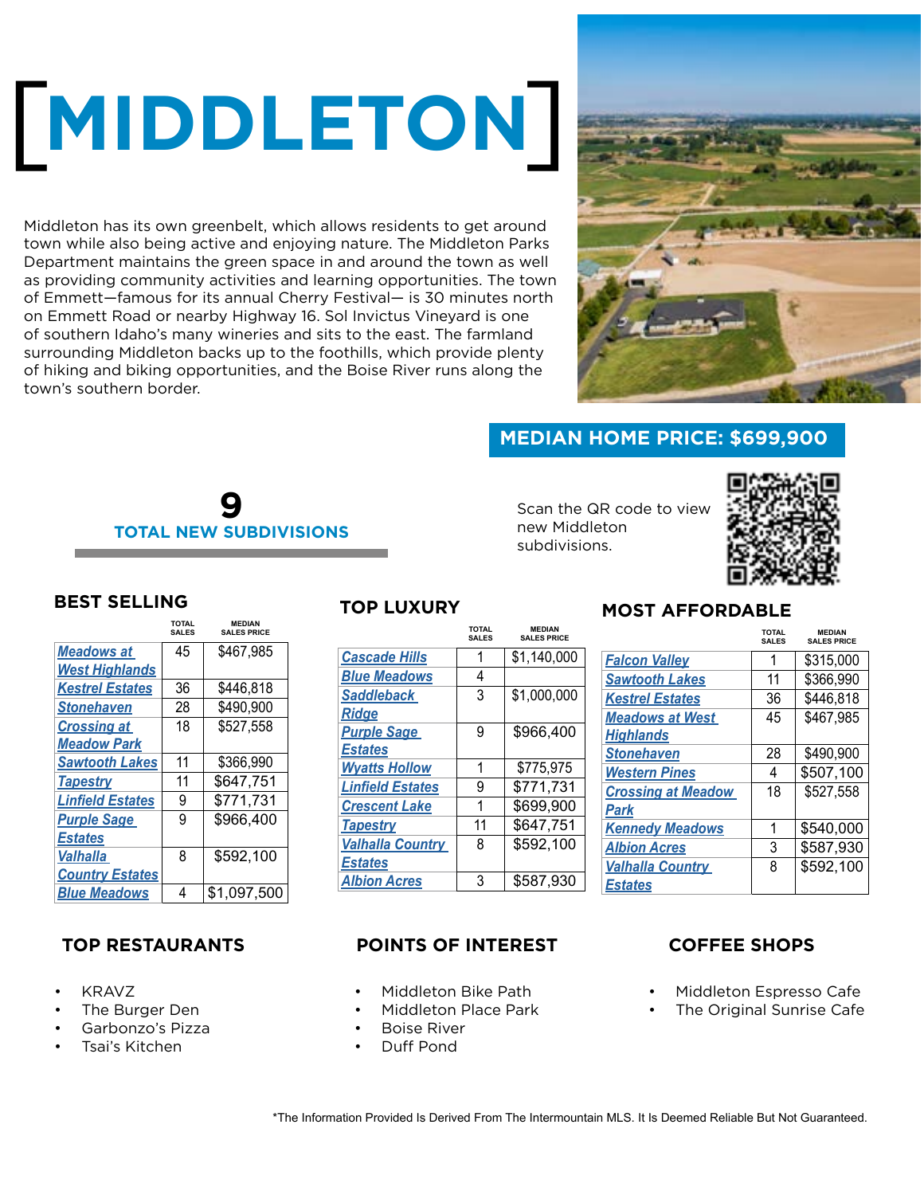# [MIDDLETON]

Middleton has its own greenbelt, which allows residents to get around town while also being active and enjoying nature. The Middleton Parks Department maintains the green space in and around the town as well as providing community activities and learning opportunities. The town of Emmett—famous for its annual Cherry Festival— is 30 minutes north on Emmett Road or nearby Highway 16. Sol Invictus Vineyard is one of southern Idaho's many wineries and sits to the east. The farmland surrounding Middleton backs up to the foothills, which provide plenty of hiking and biking opportunities, and the Boise River runs along the town's southern border.

**MEDIAN HOME PRICE: $699,900**

**9**
**TOTAL NEW SUBDIVISIONS**

Scan the QR code to view new Middleton subdivisions.

### BEST SELLING

| | TOTAL SALES | MEDIAN SALES PRICE |
|---|---|---|
| Meadows at West Highlands | 45 | $467,985 |
| Kestrel Estates | 36 | $446,818 |
| Stonehaven | 28 | $490,900 |
| Crossing at Meadow Park | 18 | $527,558 |
| Sawtooth Lakes | 11 | $366,990 |
| Tapestry | 11 | $647,751 |
| Linfield Estates | 9 | $771,731 |
| Purple Sage Estates | 9 | $966,400 |
| Valhalla Country Estates | 8 | $592,100 |
| Blue Meadows | 4 | $1,097,500 |

### TOP LUXURY

| | TOTAL SALES | MEDIAN SALES PRICE |
|---|---|---|
| Cascade Hills | 1 | $1,140,000 |
| Blue Meadows | 4 | |
| Saddleback Ridge | 3 | $1,000,000 |
| Purple Sage Estates | 9 | $966,400 |
| Wyatts Hollow | 1 | $775,975 |
| Linfield Estates | 9 | $771,731 |
| Crescent Lake | 1 | $699,900 |
| Tapestry | 11 | $647,751 |
| Valhalla Country Estates | 8 | $592,100 |
| Albion Acres | 3 | $587,930 |

### MOST AFFORDABLE

| | TOTAL SALES | MEDIAN SALES PRICE |
|---|---|---|
| Falcon Valley | 1 | $315,000 |
| Sawtooth Lakes | 11 | $366,990 |
| Kestrel Estates | 36 | $446,818 |
| Meadows at West Highlands | 45 | $467,985 |
| Stonehaven | 28 | $490,900 |
| Western Pines | 4 | $507,100 |
| Crossing at Meadow Park | 18 | $527,558 |
| Kennedy Meadows | 1 | $540,000 |
| Albion Acres | 3 | $587,930 |
| Valhalla Country Estates | 8 | $592,100 |

### TOP RESTAURANTS

- KRAVZ
- The Burger Den
- Garbonzo's Pizza
- Tsai's Kitchen

### POINTS OF INTEREST

- Middleton Bike Path
- Middleton Place Park
- Boise River
- Duff Pond

### COFFEE SHOPS

- Middleton Espresso Cafe
- The Original Sunrise Cafe

*The Information Provided Is Derived From The Intermountain MLS. It Is Deemed Reliable But Not Guaranteed.